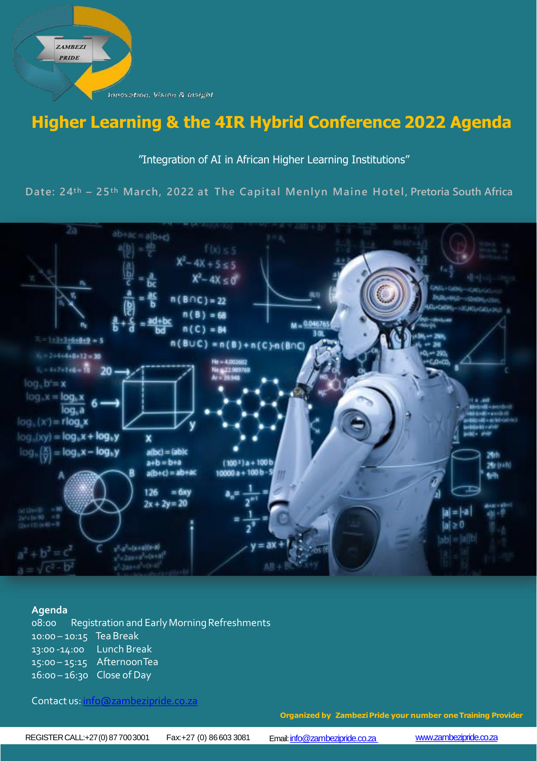ZAMBEZI PRIDE

*Innovation, Vision & Insight*

# Higher Learning & the 4IR Hybrid Conference 2022 Agenda

"Integration of AI in African Higher Learning Institutions"

Date: 24th – 25th March, 2022 at The Capital Menlyn Maine Hotel, Pretoria South Africa

**Agenda**

08:00 Registration and Early Morning Refreshments
10:00 – 10:15 Tea Break
13:00 -14:00 Lunch Break
15:00 – 15:15 Afternoon Tea
16:00 – 16:30 Close of Day

Contact us: info@zambezipride.co.za

**Organized by Zambezi Pride your number one Training Provider**

REGISTER CALL: +27 (0) 87 700 3001 Fax: +27 (0) 86 603 3081 Email: info@zambezipride.co.za www.zambezipride.co.za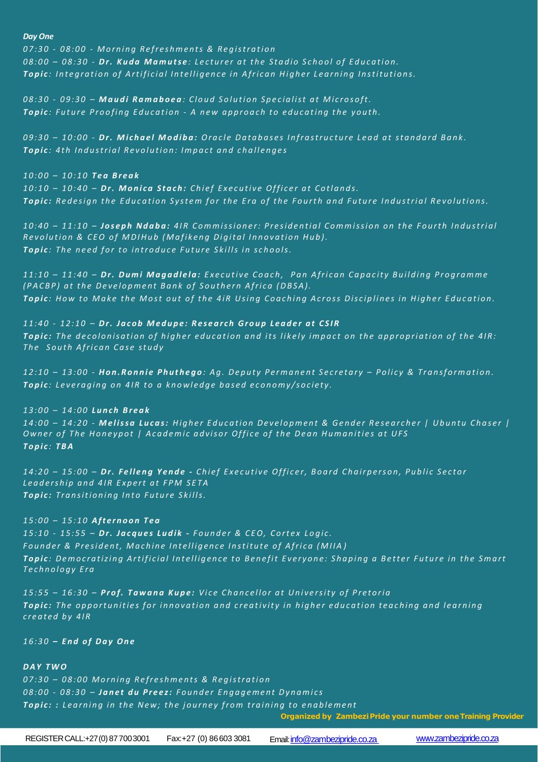***Day One***

*07:30 - 08:00 - Morning Refreshments & Registration*
*08:00 – 08:30 - **Dr. Kuda Mamutse**: Lecturer at the Stadio School of Education.*
***Topic**: Integration of Artificial Intelligence in African Higher Learning Institutions.*

*08:30 - 09:30 – **Maudi Ramaboea**: Cloud Solution Specialist at Microsoft.*
***Topic**: Future Proofing Education - A new approach to educating the youth.*

*09:30 – 10:00 - **Dr. Michael Modiba:** Oracle Databases Infrastructure Lead at standard Bank.*
***Topic**: 4th Industrial Revolution: Impact and challenges*

*10:00 – 10:10 **Tea Break***
*10:10 – 10:40 – **Dr. Monica Stach:** Chief Executive Officer at Cotlands.*
***Topic:** Redesign the Education System for the Era of the Fourth and Future Industrial Revolutions.*

*10:40 – 11:10 – **Joseph Ndaba:** 4IR Commissioner: Presidential Commission on the Fourth Industrial Revolution & CEO of MDIHub (Mafikeng Digital Innovation Hub).*
***Topic**: The need for to introduce Future Skills in schools.*

*11:10 – 11:40 – **Dr. Dumi Magadlela:** Executive Coach, Pan African Capacity Building Programme (PACBP) at the Development Bank of Southern Africa (DBSA).*
***Topic**: How to Make the Most out of the 4iR Using Coaching Across Disciplines in Higher Education.*

*11:40 - 12:10 – **Dr. Jacob Medupe: Research Group Leader at CSIR***
***Topic:** The decolonisation of higher education and its likely impact on the appropriation of the 4IR: The South African Case study*

*12:10 – 13:00 - **Hon.Ronnie Phuthego**: Ag. Deputy Permanent Secretary – Policy & Transformation.*
***Topic**: Leveraging on 4IR to a knowledge based economy/society.*

*13:00 – 14:00 **Lunch Break***
*14:00 – 14:20 - **Melissa Lucas:** Higher Education Development & Gender Researcher | Ubuntu Chaser | Owner of The Honeypot | Academic advisor Office of the Dean Humanities at UFS*
***Topic: TBA***

*14:20 – 15:00 – **Dr. Felleng Yende -** Chief Executive Officer, Board Chairperson, Public Sector Leadership and 4IR Expert at FPM SETA*
***Topic:** Transitioning Into Future Skills.*

*15:00 – 15:10 **Afternoon Tea***
*15:10 - 15:55 – **Dr. Jacques Ludik -** Founder & CEO, Cortex Logic.*
*Founder & President, Machine Intelligence Institute of Africa (MIIA)*
***Topic**: Democratizing Artificial Intelligence to Benefit Everyone: Shaping a Better Future in the Smart Technology Era*

*15:55 – 16:30 – **Prof. Tawana Kupe:** Vice Chancellor at University of Pretoria*
***Topic:** The opportunities for innovation and creativity in higher education teaching and learning created by 4IR*

*16:30 **– End of Day One***

***DAY TWO***

*07:30 – 08:00 Morning Refreshments & Registration*
*08:00 - 08:30 – **Janet du Preez:** Founder Engagement Dynamics*
***Topic: :** Learning in the New; the journey from training to enablement*

**Organized by Zambezi Pride your number one Training Provider**

REGISTER CALL: +27 (0) 87 700 3001 Fax: +27 (0) 86 603 3081 Email: info@zambezipride.co.za www.zambezipride.co.za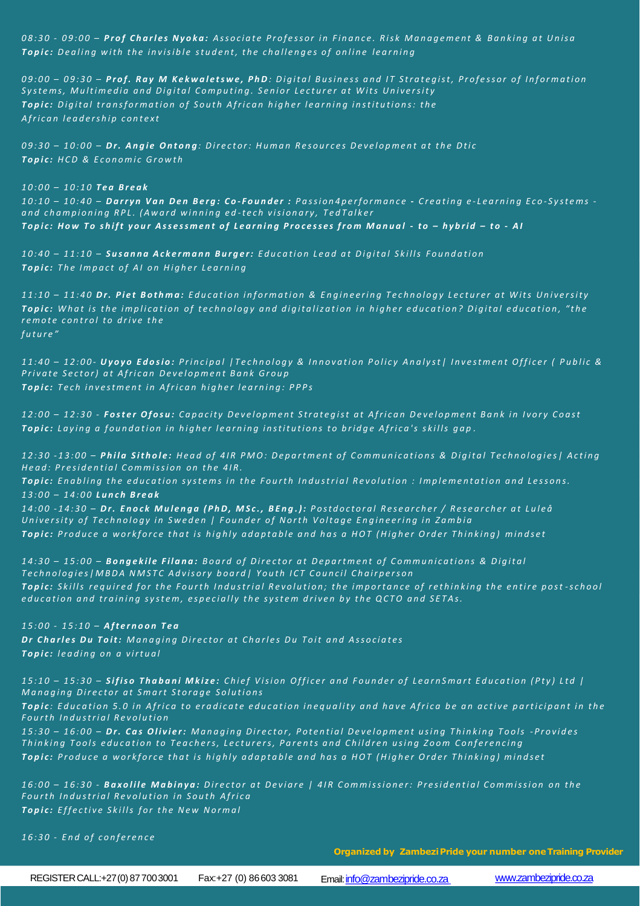*08:30 - 09:00 – **Prof Charles Nyoka:** Associate Professor in Finance. Risk Management & Banking at Unisa*
***Topic:** Dealing with the invisible student, the challenges of online learning*

*09:00 – 09:30 – **Prof. Ray M Kekwaletswe, PhD**: Digital Business and IT Strategist, Professor of Information Systems, Multimedia and Digital Computing. Senior Lecturer at Wits University*
***Topic:** Digital transformation of South African higher learning institutions: the African leadership context*

*09:30 – 10:00 – **Dr. Angie Ontong**: Director: Human Resources Development at the Dtic*
***Topic:** HCD & Economic Growth*

*10:00 – 10:10 **Tea Break***
*10:10 – 10:40 – **Darryn Van Den Berg: Co-Founder :** Passion4performance - Creating e-Learning Eco-Systems - and championing RPL. (Award winning ed-tech visionary, TedTalker*
***Topic: How To shift your Assessment of Learning Processes from Manual - to – hybrid – to - AI***

*10:40 – 11:10 – **Susanna Ackermann Burger:** Education Lead at Digital Skills Foundation*
***Topic:** The Impact of AI on Higher Learning*

*11:10 – 11:40 **Dr. Piet Bothma:** Education information & Engineering Technology Lecturer at Wits University*
***Topic:** What is the implication of technology and digitalization in higher education? Digital education, "the remote control to drive the future"*

*11:40 – 12:00- **Uyoyo Edosio:** Principal |Technology & Innovation Policy Analyst| Investment Officer ( Public & Private Sector) at African Development Bank Group*
***Topic:** Tech investment in African higher learning: PPPs*

*12:00 – 12:30 - **Foster Ofosu:** Capacity Development Strategist at African Development Bank in Ivory Coast*
***Topic:** Laying a foundation in higher learning institutions to bridge Africa's skills gap.*

*12:30 -13:00 – **Phila Sithole:** Head of 4IR PMO: Department of Communications & Digital Technologies| Acting Head: Presidential Commission on the 4IR.*
***Topic:** Enabling the education systems in the Fourth Industrial Revolution : Implementation and Lessons.*
*13:00 – 14:00 **Lunch Break***
*14:00 -14:30 – **Dr. Enock Mulenga (PhD, MSc., BEng.):** Postdoctoral Researcher / Researcher at Luleå University of Technology in Sweden | Founder of North Voltage Engineering in Zambia*
***Topic:** Produce a workforce that is highly adaptable and has a HOT (Higher Order Thinking) mindset*

*14:30 – 15:00 – **Bongekile Filana:** Board of Director at Department of Communications & Digital Technologies|MBDA NMSTC Advisory board| Youth ICT Council Chairperson*
***Topic:** Skills required for the Fourth Industrial Revolution; the importance of rethinking the entire post-school education and training system, especially the system driven by the QCTO and SETAs.*

*15:00 - 15:10 – **Afternoon Tea***
***Dr Charles Du Toit:** Managing Director at Charles Du Toit and Associates*
***Topic:** leading on a virtual*

*15:10 – 15:30 – **Sifiso Thabani Mkize:** Chief Vision Officer and Founder of LearnSmart Education (Pty) Ltd | Managing Director at Smart Storage Solutions*
***Topic**: Education 5.0 in Africa to eradicate education inequality and have Africa be an active participant in the Fourth Industrial Revolution*
*15:30 – 16:00 – **Dr. Cas Olivier:** Managing Director, Potential Development using Thinking Tools -Provides Thinking Tools education to Teachers, Lecturers, Parents and Children using Zoom Conferencing*
***Topic:** Produce a workforce that is highly adaptable and has a HOT (Higher Order Thinking) mindset*

*16:00 – 16:30 - **Baxolile Mabinya:** Director at Deviare | 4IR Commissioner: Presidential Commission on the Fourth Industrial Revolution in South Africa*
***Topic:** Effective Skills for the New Normal*

*16:30 - End of conference*

**Organized by Zambezi Pride your number one Training Provider**

REGISTER CALL:+27 (0) 87 700 3001 Fax:+27 (0) 86 603 3081 Email: info@zambezipride.co.za www.zambezipride.co.za